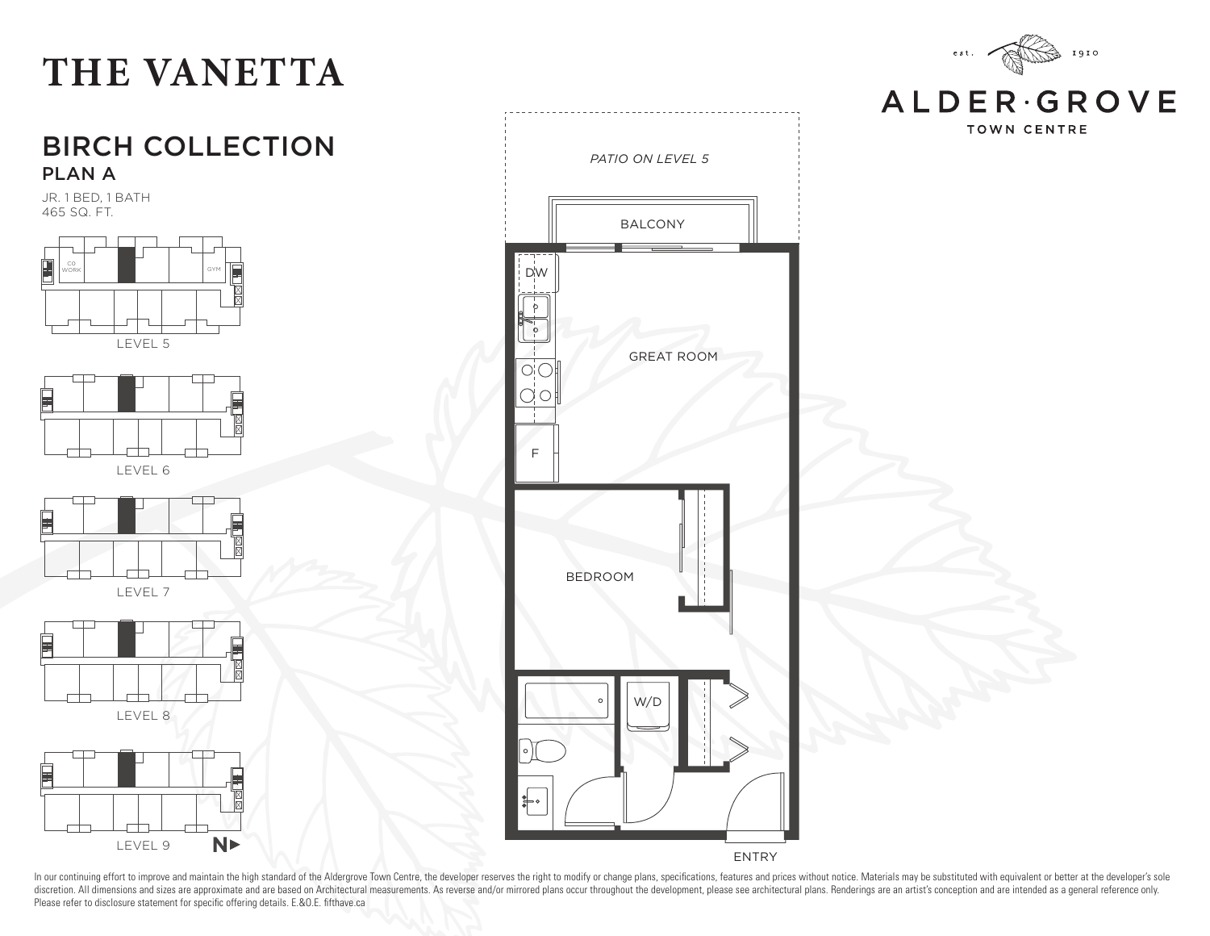# THE VANETTA

## BIRCH COLLECTION

### PLAN A

JR. 1 BED, 1 BATH
465 SQ. FT.

CO WORK
GYM
LEVEL 5

LEVEL 6

LEVEL 7

LEVEL 8

LEVEL 9

N▶

est. 1910
ALDER·GROVE
TOWN CENTRE

*PATIO ON LEVEL 5*

BALCONY

DW

GREAT ROOM

F

BEDROOM

W/D

ENTRY

In our continuing effort to improve and maintain the high standard of the Aldergrove Town Centre, the developer reserves the right to modify or change plans, specifications, features and prices without notice. Materials may be substituted with equivalent or better at the developer's sole discretion. All dimensions and sizes are approximate and are based on Architectural measurements. As reverse and/or mirrored plans occur throughout the development, please see architectural plans. Renderings are an artist's conception and are intended as a general reference only. Please refer to disclosure statement for specific offering details. E.&O.E. fifthave.ca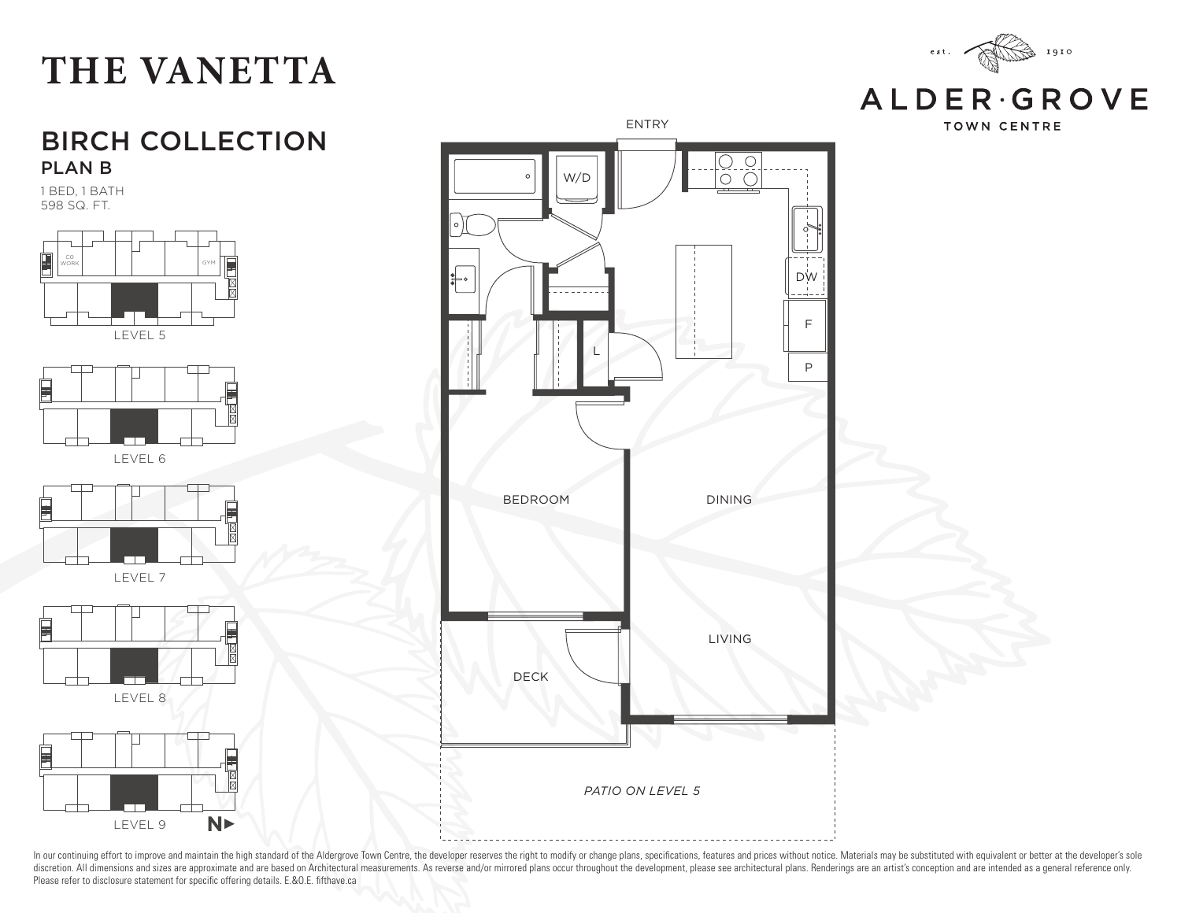# THE VANETTA

## BIRCH COLLECTION

### PLAN B

1 BED, 1 BATH
598 SQ. FT.

LEVEL 5

LEVEL 6

LEVEL 7

LEVEL 8

LEVEL 9

ENTRY

W/D

DW

F

P

L

BEDROOM

DINING

LIVING

DECK

*PATIO ON LEVEL 5*

est. 1910

ALDER·GROVE
TOWN CENTRE

In our continuing effort to improve and maintain the high standard of the Aldergrove Town Centre, the developer reserves the right to modify or change plans, specifications, features and prices without notice. Materials may be substituted with equivalent or better at the developer's sole discretion. All dimensions and sizes are approximate and are based on Architectural measurements. As reverse and/or mirrored plans occur throughout the development, please see architectural plans. Renderings are an artist's conception and are intended as a general reference only. Please refer to disclosure statement for specific offering details. E.&O.E. fifthave.ca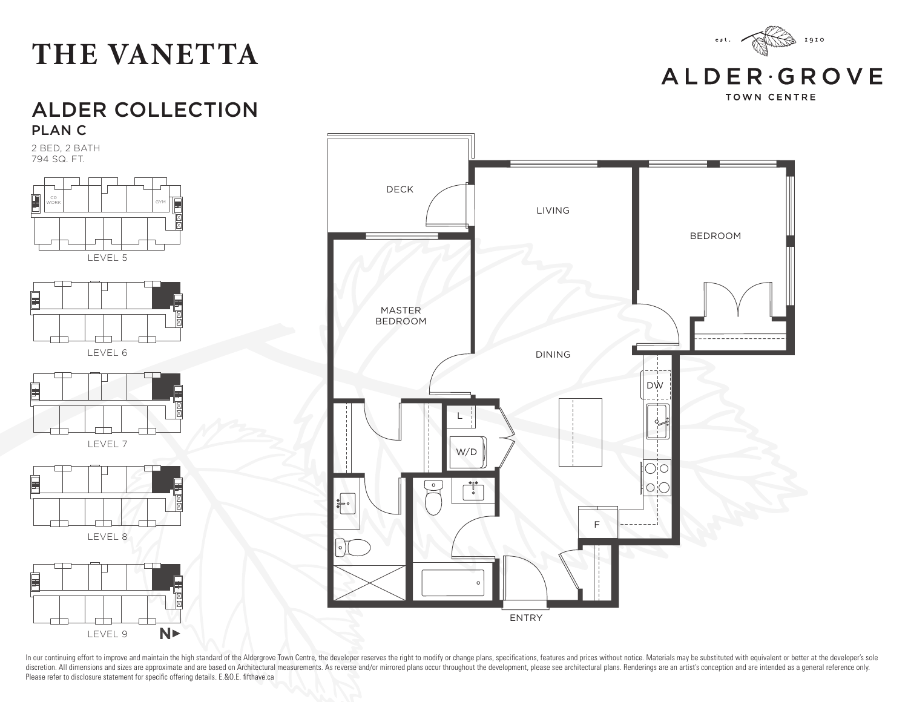# THE VANETTA

## ALDER COLLECTION

### PLAN C

2 BED, 2 BATH
794 SQ. FT.

est. 1910

ALDER·GROVE
TOWN CENTRE

DECK

LIVING

BEDROOM

MASTER BEDROOM

DINING

DW

L

W/D

F

ENTRY

CO WORK

GYM

LEVEL 5

LEVEL 6

LEVEL 7

LEVEL 8

LEVEL 9

N

In our continuing effort to improve and maintain the high standard of the Aldergrove Town Centre, the developer reserves the right to modify or change plans, specifications, features and prices without notice. Materials may be substituted with equivalent or better at the developer's sole discretion. All dimensions and sizes are approximate and are based on Architectural measurements. As reverse and/or mirrored plans occur throughout the development, please see architectural plans. Renderings are an artist's conception and are intended as a general reference only. Please refer to disclosure statement for specific offering details. E.&O.E. fifthave.ca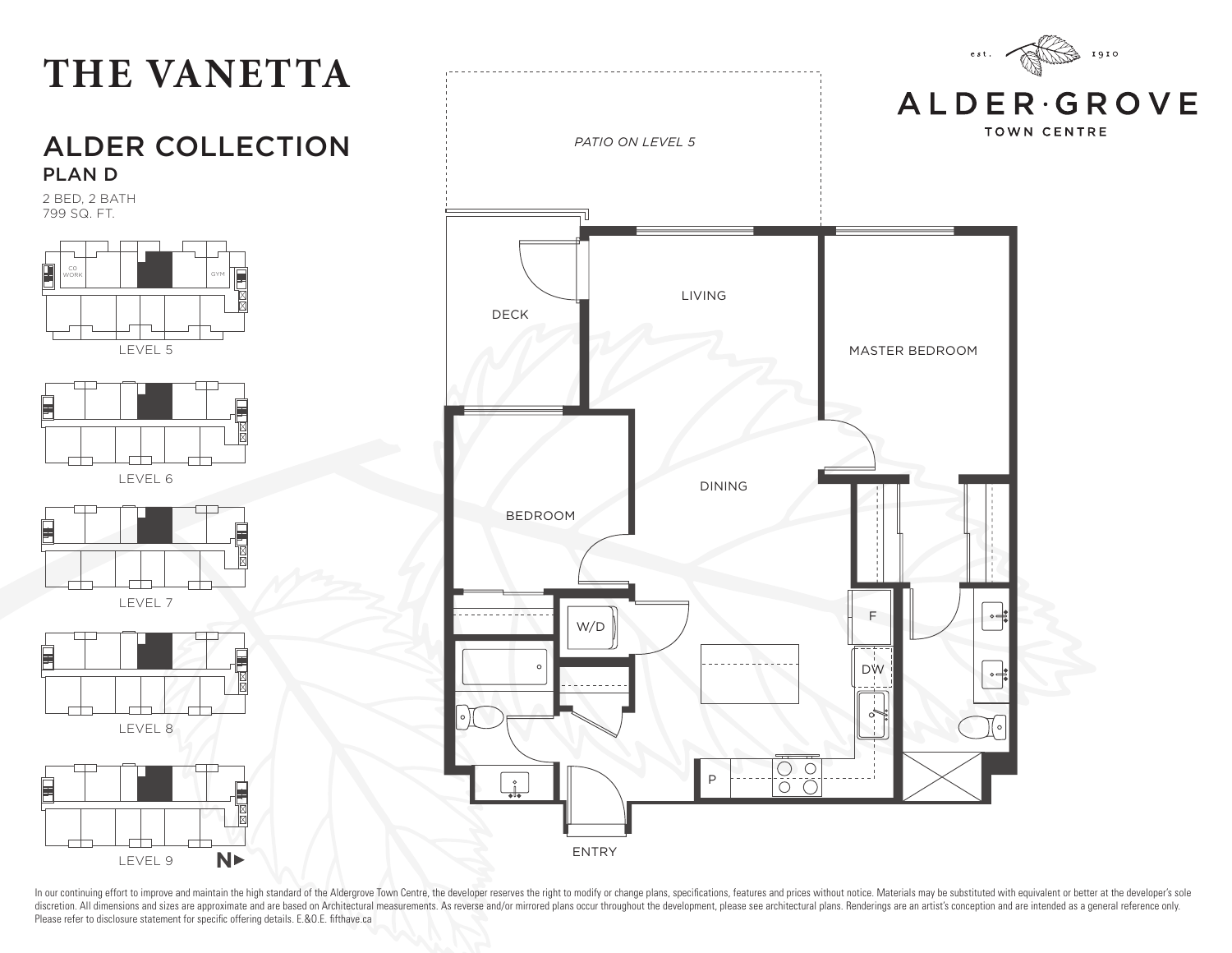# THE VANETTA

## ALDER COLLECTION

### PLAN D

2 BED, 2 BATH
799 SQ. FT.

CO WORK
GYM
LEVEL 5

LEVEL 6

LEVEL 7

LEVEL 8

LEVEL 9 N▶

*PATIO ON LEVEL 5*

DECK

LIVING

MASTER BEDROOM

DINING

BEDROOM

W/D

F

DW

P

ENTRY

est. 1910

ALDER·GROVE
TOWN CENTRE

In our continuing effort to improve and maintain the high standard of the Aldergrove Town Centre, the developer reserves the right to modify or change plans, specifications, features and prices without notice. Materials may be substituted with equivalent or better at the developer's sole discretion. All dimensions and sizes are approximate and are based on Architectural measurements. As reverse and/or mirrored plans occur throughout the development, please see architectural plans. Renderings are an artist's conception and are intended as a general reference only. Please refer to disclosure statement for specific offering details. E.&O.E. fifthave.ca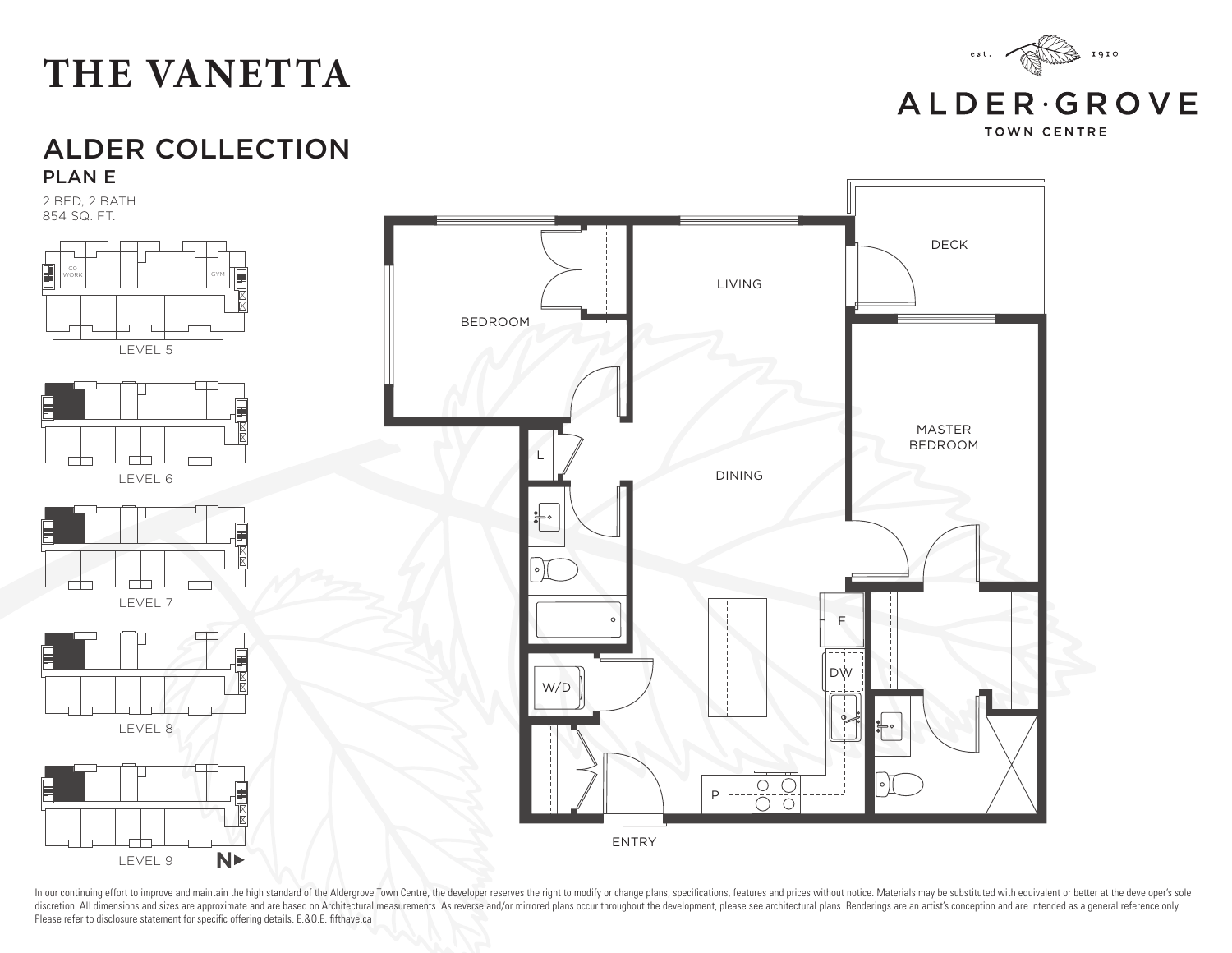# THE VANETTA

est. 1910

ALDER·GROVE
TOWN CENTRE

## ALDER COLLECTION

### PLAN E

2 BED, 2 BATH
854 SQ. FT.

CO WORK

GYM

LEVEL 5

LEVEL 6

LEVEL 7

LEVEL 8

LEVEL 9

N▶

DECK

LIVING

BEDROOM

MASTER BEDROOM

DINING

L

F

DW

W/D

P

ENTRY

In our continuing effort to improve and maintain the high standard of the Aldergrove Town Centre, the developer reserves the right to modify or change plans, specifications, features and prices without notice. Materials may be substituted with equivalent or better at the developer's sole discretion. All dimensions and sizes are approximate and are based on Architectural measurements. As reverse and/or mirrored plans occur throughout the development, please see architectural plans. Renderings are an artist's conception and are intended as a general reference only. Please refer to disclosure statement for specific offering details. E.&O.E. fifthave.ca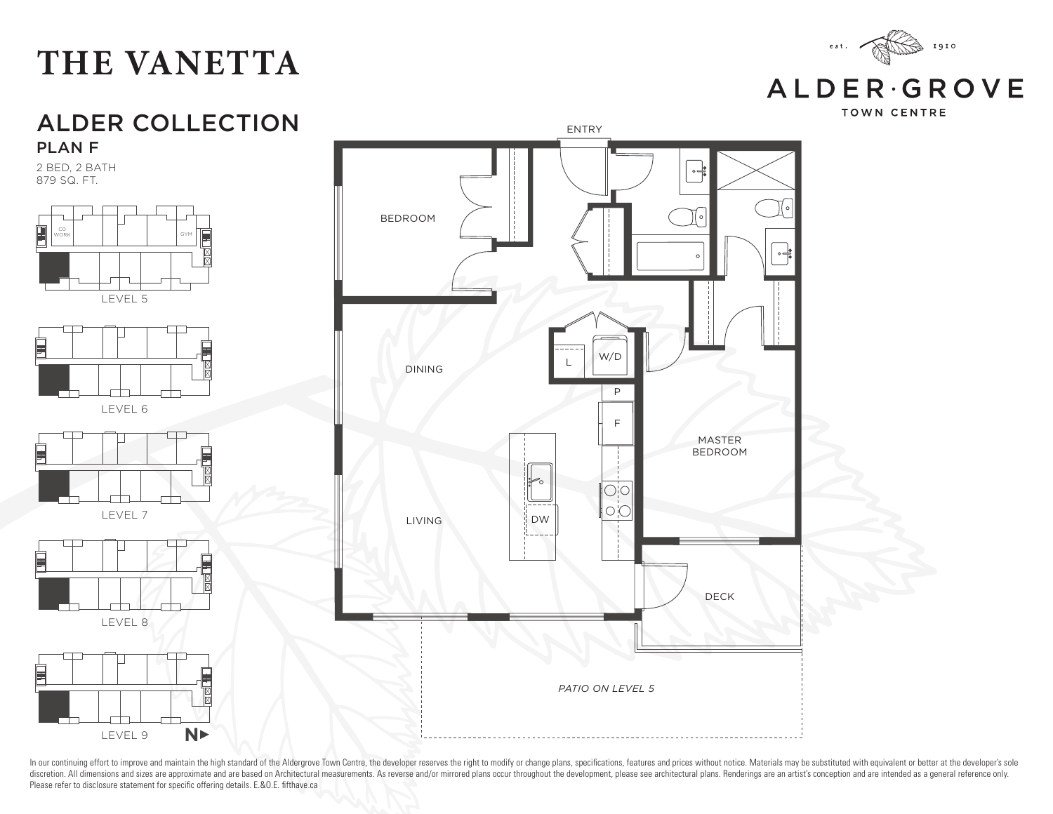# THE VANETTA

est. 1910

ALDER·GROVE
TOWN CENTRE

## ALDER COLLECTION

### PLAN F

2 BED, 2 BATH
879 SQ. FT.

ENTRY

BEDROOM

DINING

LIVING

L

W/D

P

F

DW

MASTER BEDROOM

DECK

*PATIO ON LEVEL 5*

CO WORK

GYM

LEVEL 5

LEVEL 6

LEVEL 7

LEVEL 8

LEVEL 9

N

In our continuing effort to improve and maintain the high standard of the Aldergrove Town Centre, the developer reserves the right to modify or change plans, specifications, features and prices without notice. Materials may be substituted with equivalent or better at the developer's sole discretion. All dimensions and sizes are approximate and are based on Architectural measurements. As reverse and/or mirrored plans occur throughout the development, please see architectural plans. Renderings are an artist's conception and are intended as a general reference only. Please refer to disclosure statement for specific offering details. E.&O.E. fifthave.ca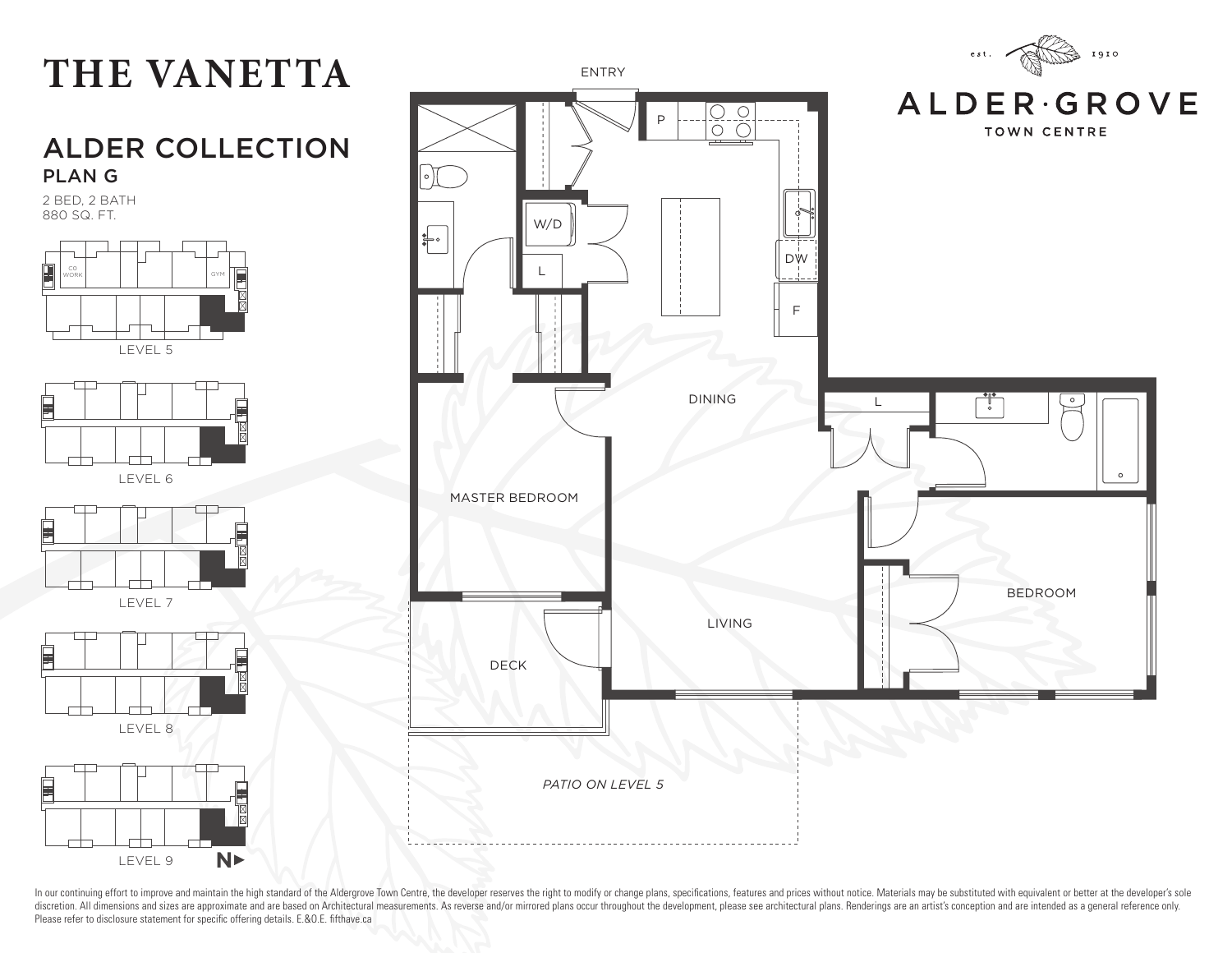# THE VANETTA

## ALDER COLLECTION

### PLAN G

2 BED, 2 BATH
880 SQ. FT.

CO WORK

GYM

LEVEL 5

LEVEL 6

LEVEL 7

LEVEL 8

LEVEL 9

N

ENTRY

P

W/D

L

DW

F

DINING

L

MASTER BEDROOM

BEDROOM

LIVING

DECK

*PATIO ON LEVEL 5*

est. 1910

ALDER·GROVE

TOWN CENTRE

In our continuing effort to improve and maintain the high standard of the Aldergrove Town Centre, the developer reserves the right to modify or change plans, specifications, features and prices without notice. Materials may be substituted with equivalent or better at the developer's sole discretion. All dimensions and sizes are approximate and are based on Architectural measurements. As reverse and/or mirrored plans occur throughout the development, please see architectural plans. Renderings are an artist's conception and are intended as a general reference only. Please refer to disclosure statement for specific offering details. E.&O.E. fifthave.ca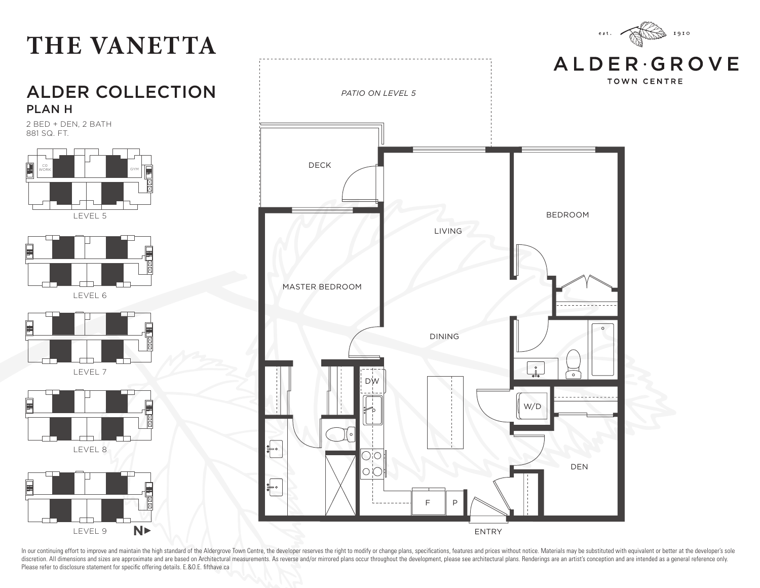# THE VANETTA

## ALDER COLLECTION

### PLAN H

2 BED + DEN, 2 BATH
881 SQ. FT.

LEVEL 5

LEVEL 6

LEVEL 7

LEVEL 8

LEVEL 9

PATIO ON LEVEL 5

DECK

LIVING

BEDROOM

MASTER BEDROOM

DINING

DW

W/D

DEN

F

P

ENTRY

est. 1910

ALDER·GROVE
TOWN CENTRE

In our continuing effort to improve and maintain the high standard of the Aldergrove Town Centre, the developer reserves the right to modify or change plans, specifications, features and prices without notice. Materials may be substituted with equivalent or better at the developer's sole discretion. All dimensions and sizes are approximate and are based on Architectural measurements. As reverse and/or mirrored plans occur throughout the development, please see architectural plans. Renderings are an artist's conception and are intended as a general reference only. Please refer to disclosure statement for specific offering details. E.&O.E. fifthave.ca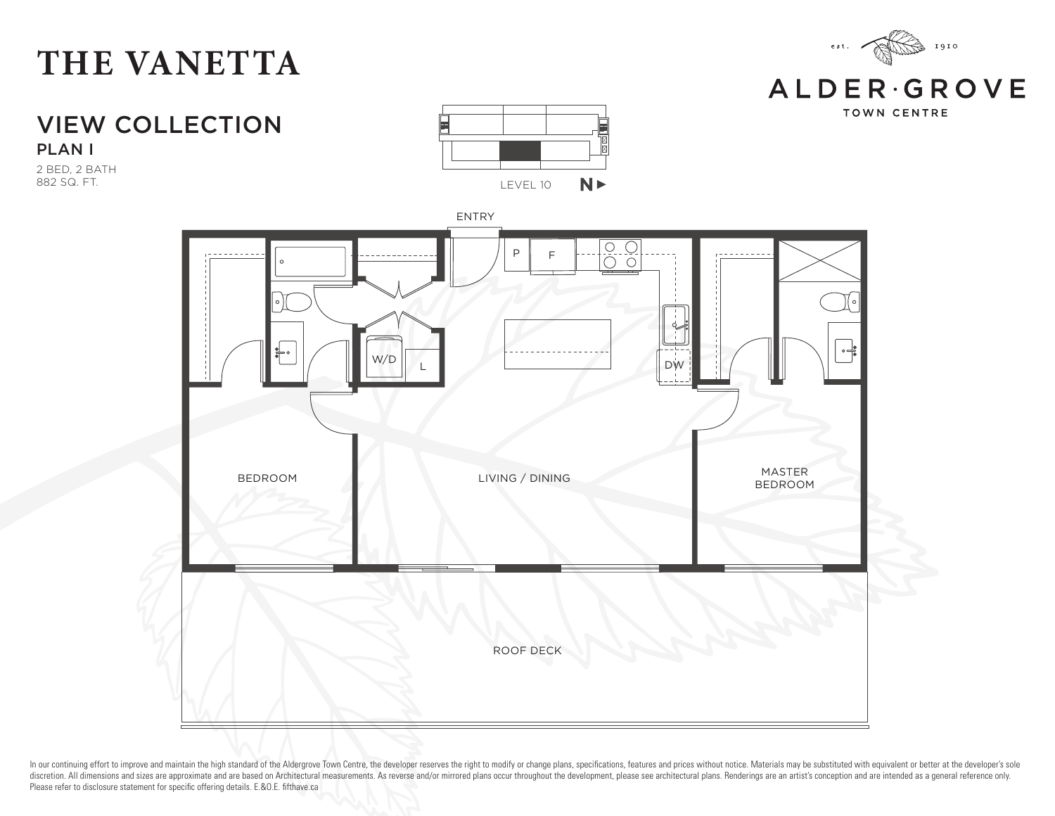# THE VANETTA

est. 1910

ALDER·GROVE
TOWN CENTRE

## VIEW COLLECTION

### PLAN I

2 BED, 2 BATH
882 SQ. FT.

LEVEL 10 N▶

ENTRY

P F

W/D L

DW

BEDROOM

LIVING / DINING

MASTER BEDROOM

ROOF DECK

In our continuing effort to improve and maintain the high standard of the Aldergrove Town Centre, the developer reserves the right to modify or change plans, specifications, features and prices without notice. Materials may be substituted with equivalent or better at the developer's sole discretion. All dimensions and sizes are approximate and are based on Architectural measurements. As reverse and/or mirrored plans occur throughout the development, please see architectural plans. Renderings are an artist's conception and are intended as a general reference only. Please refer to disclosure statement for specific offering details. E.&O.E. fifthave.ca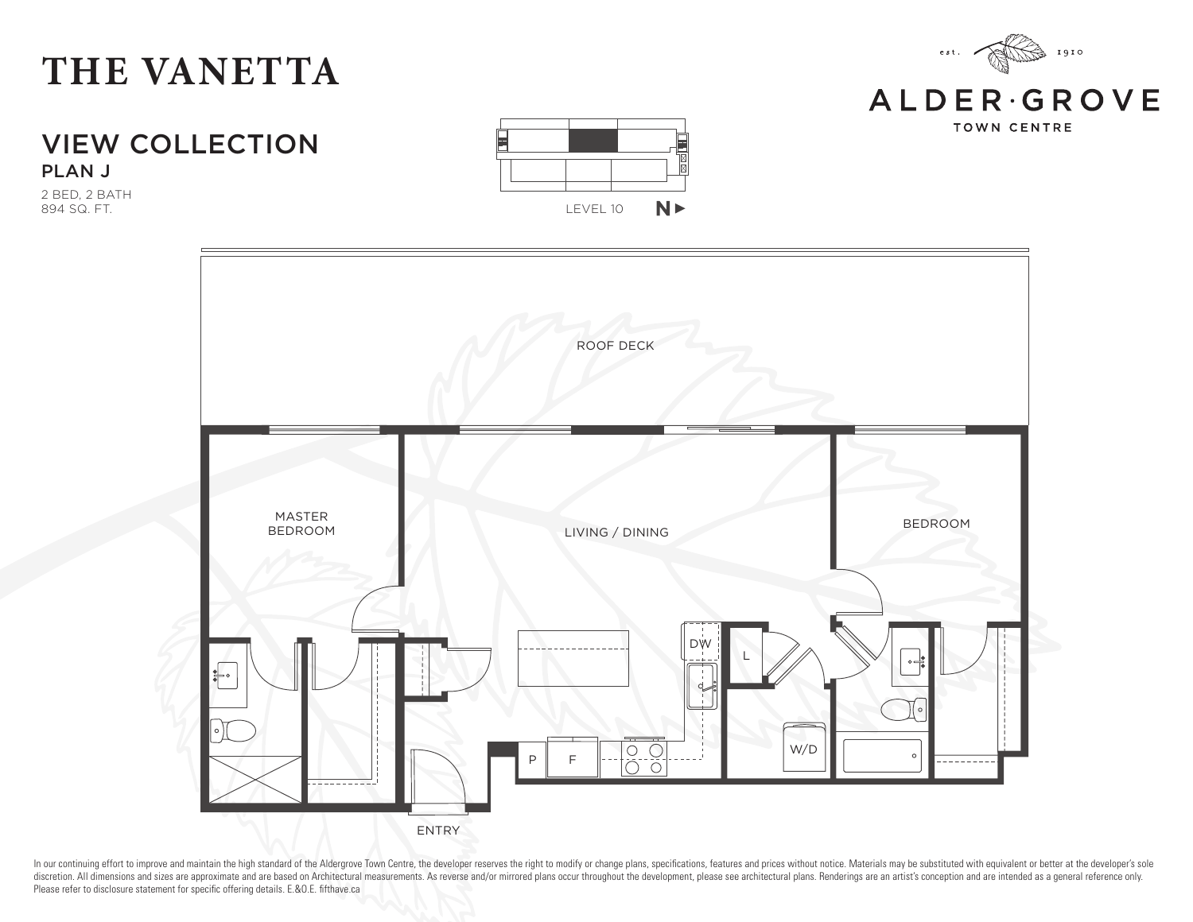# THE VANETTA

est. 1910
ALDER·GROVE
TOWN CENTRE

## VIEW COLLECTION

### PLAN J

2 BED, 2 BATH
894 SQ. FT.

LEVEL 10 N ▶

ROOF DECK

MASTER BEDROOM

LIVING / DINING

BEDROOM

DW

L

W/D

P

F

ENTRY

In our continuing effort to improve and maintain the high standard of the Aldergrove Town Centre, the developer reserves the right to modify or change plans, specifications, features and prices without notice. Materials may be substituted with equivalent or better at the developer's sole discretion. All dimensions and sizes are approximate and are based on Architectural measurements. As reverse and/or mirrored plans occur throughout the development, please see architectural plans. Renderings are an artist's conception and are intended as a general reference only. Please refer to disclosure statement for specific offering details. E.&O.E. fifthave.ca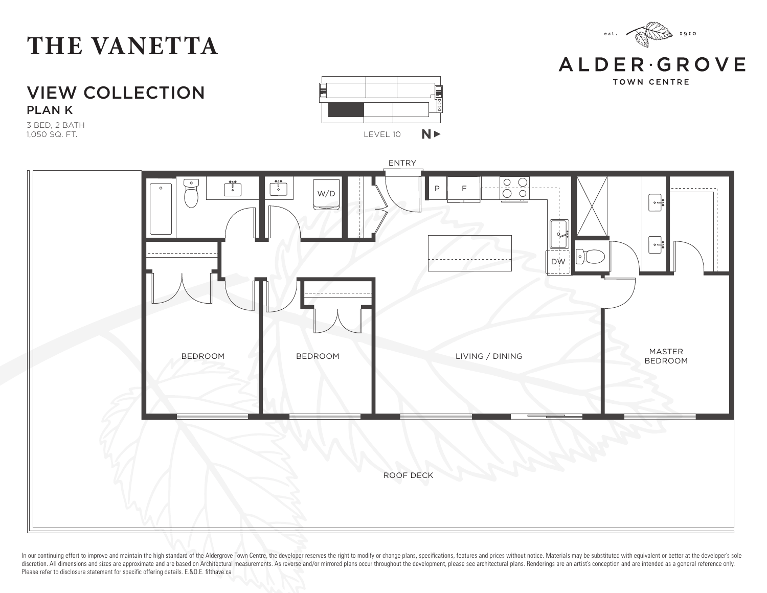# THE VANETTA

## VIEW COLLECTION

### PLAN K

3 BED, 2 BATH
1,050 SQ. FT.

LEVEL 10 N ▸

est. 1910
ALDER·GROVE
TOWN CENTRE

ENTRY

P F W/D DW

BEDROOM

BEDROOM

LIVING / DINING

MASTER BEDROOM

ROOF DECK

In our continuing effort to improve and maintain the high standard of the Aldergrove Town Centre, the developer reserves the right to modify or change plans, specifications, features and prices without notice. Materials may be substituted with equivalent or better at the developer's sole discretion. All dimensions and sizes are approximate and are based on Architectural measurements. As reverse and/or mirrored plans occur throughout the development, please see architectural plans. Renderings are an artist's conception and are intended as a general reference only. Please refer to disclosure statement for specific offering details. E.&O.E. fifthave.ca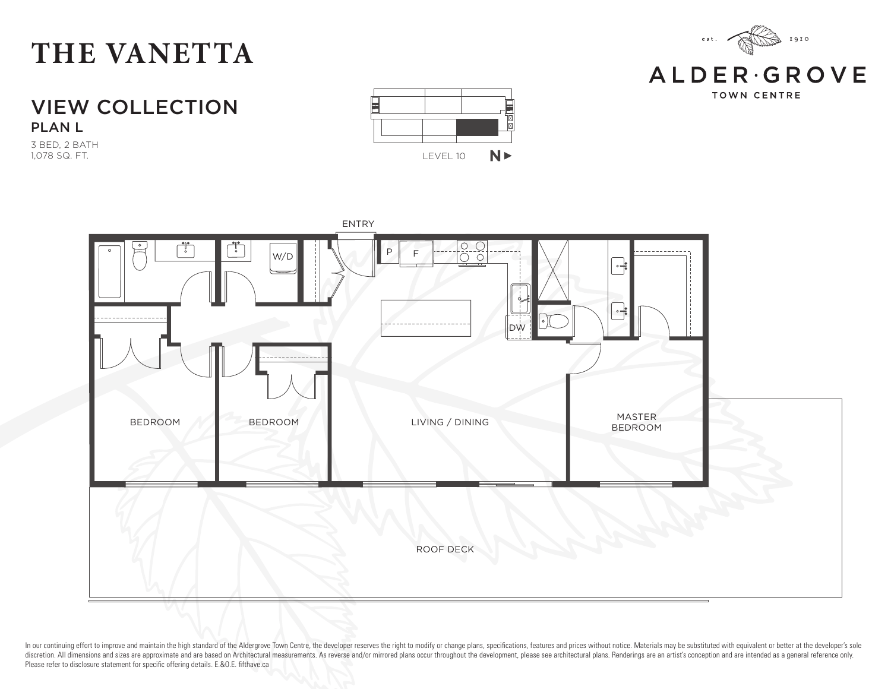# THE VANETTA

## VIEW COLLECTION

### PLAN L

3 BED, 2 BATH
1,078 SQ. FT.

LEVEL 10

N ▶

est. 1910

ALDER·GROVE
TOWN CENTRE

ENTRY

P F

W/D

DW

BEDROOM

BEDROOM

LIVING / DINING

MASTER BEDROOM

ROOF DECK

In our continuing effort to improve and maintain the high standard of the Aldergrove Town Centre, the developer reserves the right to modify or change plans, specifications, features and prices without notice. Materials may be substituted with equivalent or better at the developer's sole discretion. All dimensions and sizes are approximate and are based on Architectural measurements. As reverse and/or mirrored plans occur throughout the development, please see architectural plans. Renderings are an artist's conception and are intended as a general reference only. Please refer to disclosure statement for specific offering details. E.&O.E. fifthave.ca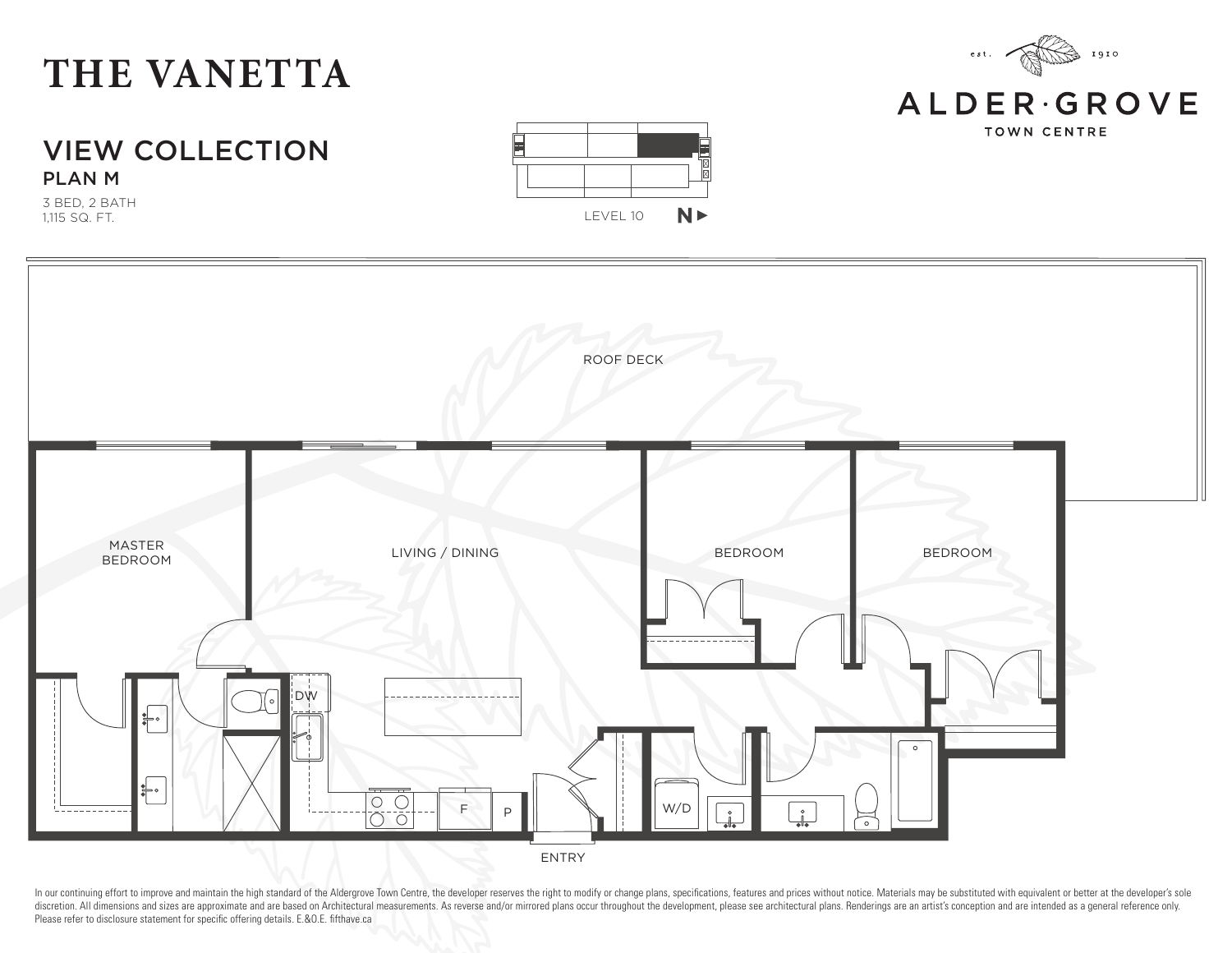# THE VANETTA

## VIEW COLLECTION

### PLAN M

3 BED, 2 BATH
1,115 SQ. FT.

LEVEL 10 N ▶

est. 1910

ALDER·GROVE
TOWN CENTRE

ROOF DECK

MASTER BEDROOM

LIVING / DINING

BEDROOM

BEDROOM

DW

F

P

W/D

ENTRY

In our continuing effort to improve and maintain the high standard of the Aldergrove Town Centre, the developer reserves the right to modify or change plans, specifications, features and prices without notice. Materials may be substituted with equivalent or better at the developer's sole discretion. All dimensions and sizes are approximate and are based on Architectural measurements. As reverse and/or mirrored plans occur throughout the development, please see architectural plans. Renderings are an artist's conception and are intended as a general reference only. Please refer to disclosure statement for specific offering details. E.&O.E. fifthave.ca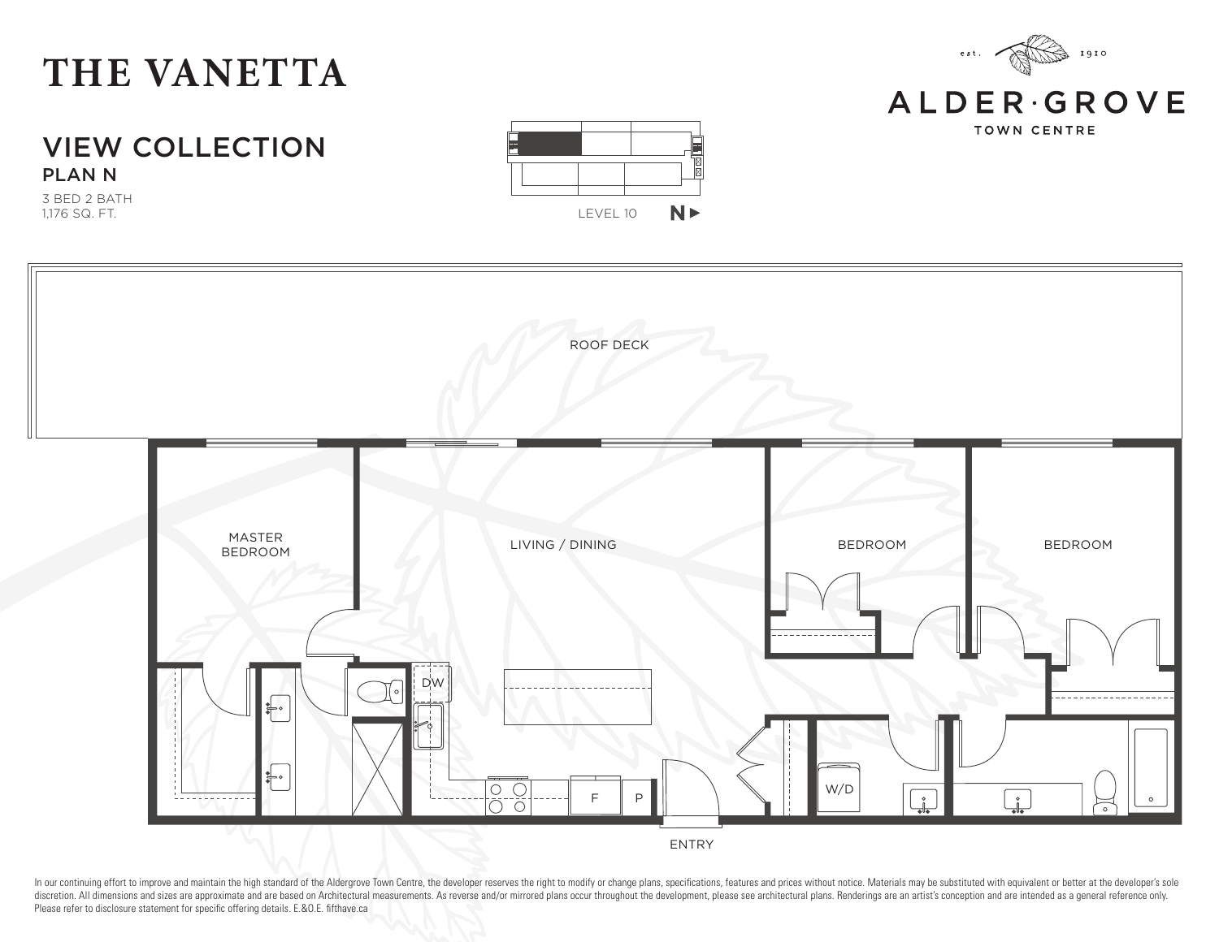# THE VANETTA

## VIEW COLLECTION

### PLAN N

3 BED 2 BATH
1,176 SQ. FT.

LEVEL 10 N ▶

est. 1910
ALDER·GROVE
TOWN CENTRE

ROOF DECK

MASTER BEDROOM

LIVING / DINING

BEDROOM

BEDROOM

DW

F

P

W/D

ENTRY

In our continuing effort to improve and maintain the high standard of the Aldergrove Town Centre, the developer reserves the right to modify or change plans, specifications, features and prices without notice. Materials may be substituted with equivalent or better at the developer's sole discretion. All dimensions and sizes are approximate and are based on Architectural measurements. As reverse and/or mirrored plans occur throughout the development, please see architectural plans. Renderings are an artist's conception and are intended as a general reference only. Please refer to disclosure statement for specific offering details. E.&O.E. fifthave.ca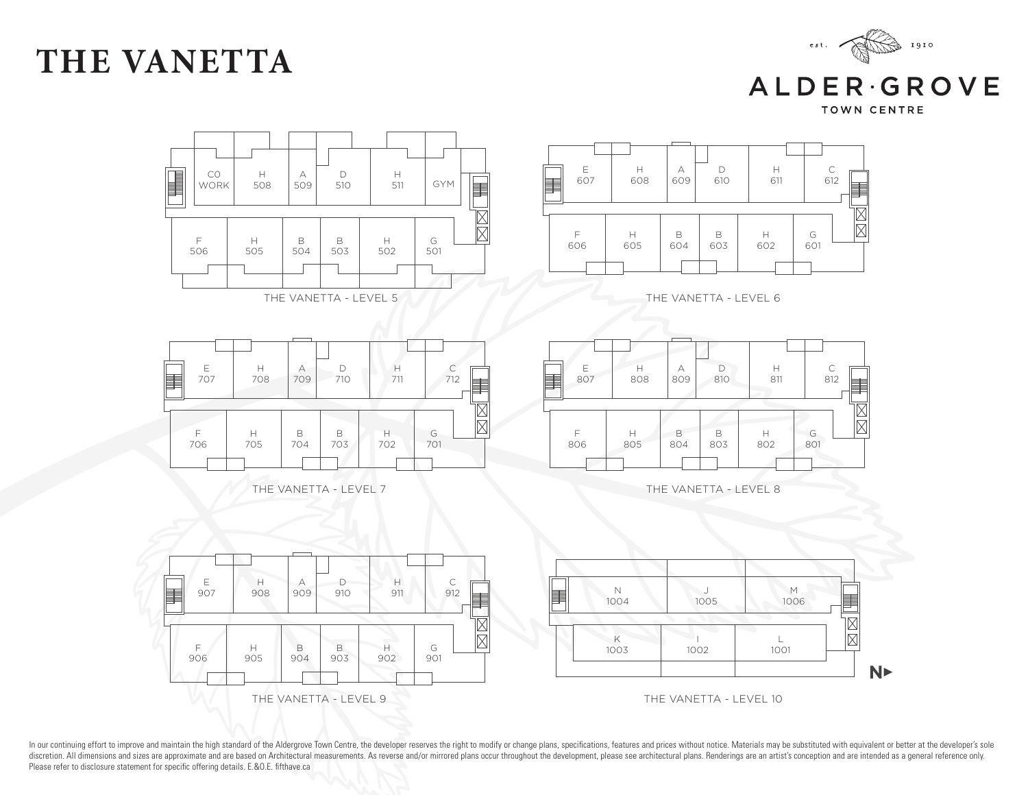# THE VANETTA

est. 1910

ALDER·GROVE

TOWN CENTRE

C0 WORK
H 508
A 509
D 510
H 511
GYM
F 506
H 505
B 504
B 503
H 502
G 501

THE VANETTA - LEVEL 5

E 607
H 608
A 609
D 610
H 611
C 612
F 606
H 605
B 604
B 603
H 602
G 601

THE VANETTA - LEVEL 6

E 707
H 708
A 709
D 710
H 711
C 712
F 706
H 705
B 704
B 703
H 702
G 701

THE VANETTA - LEVEL 7

E 807
H 808
A 809
D 810
H 811
C 812
F 806
H 805
B 804
B 803
H 802
G 801

THE VANETTA - LEVEL 8

E 907
H 908
A 909
D 910
H 911
C 912
F 906
H 905
B 904
B 903
H 902
G 901

THE VANETTA - LEVEL 9

N 1004
J 1005
M 1006
K 1003
I 1002
L 1001

N▸

THE VANETTA - LEVEL 10

In our continuing effort to improve and maintain the high standard of the Aldergrove Town Centre, the developer reserves the right to modify or change plans, specifications, features and prices without notice. Materials may be substituted with equivalent or better at the developer's sole discretion. All dimensions and sizes are approximate and are based on Architectural measurements. As reverse and/or mirrored plans occur throughout the development, please see architectural plans. Renderings are an artist's conception and are intended as a general reference only. Please refer to disclosure statement for specific offering details. E.&O.E. fifthave.ca